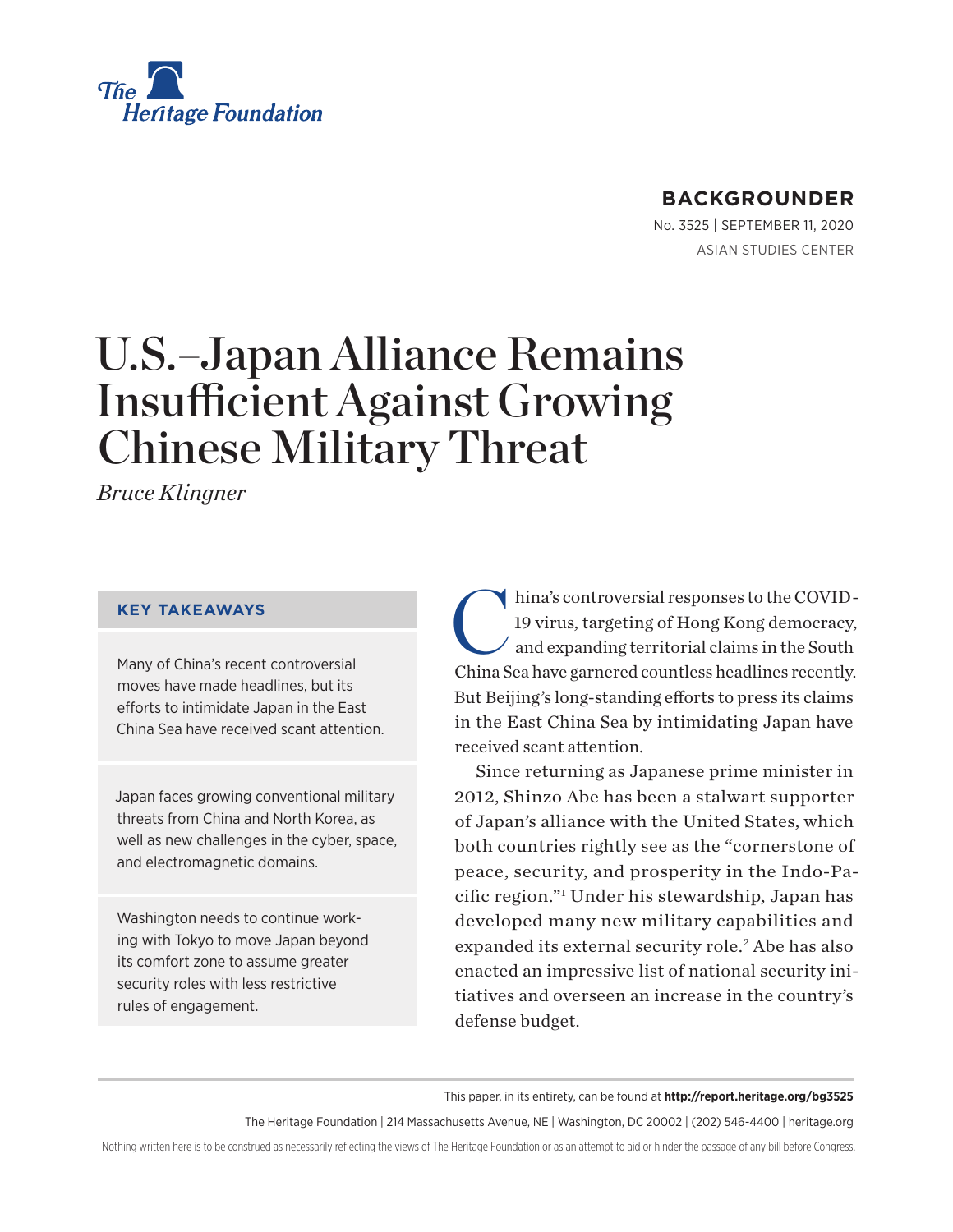The Heritage Foundation

**BACKGROUNDER**

No. 3525 | SEPTEMBER 11, 2020

ASIAN STUDIES CENTER

# U.S.–Japan Alliance Remains Insufficient Against Growing Chinese Military Threat

*Bruce Klingner*

### KEY TAKEAWAYS

Many of China's recent controversial moves have made headlines, but its efforts to intimidate Japan in the East China Sea have received scant attention.

Japan faces growing conventional military threats from China and North Korea, as well as new challenges in the cyber, space, and electromagnetic domains.

Washington needs to continue working with Tokyo to move Japan beyond its comfort zone to assume greater security roles with less restrictive rules of engagement.

China's controversial responses to the COVID-19 virus, targeting of Hong Kong democracy, and expanding territorial claims in the South China Sea have garnered countless headlines recently. But Beijing's long-standing efforts to press its claims in the East China Sea by intimidating Japan have received scant attention.

Since returning as Japanese prime minister in 2012, Shinzo Abe has been a stalwart supporter of Japan's alliance with the United States, which both countries rightly see as the "cornerstone of peace, security, and prosperity in the Indo-Pacific region."[1] Under his stewardship, Japan has developed many new military capabilities and expanded its external security role.[2] Abe has also enacted an impressive list of national security initiatives and overseen an increase in the country's defense budget.

This paper, in its entirety, can be found at **http://report.heritage.org/bg3525**

The Heritage Foundation | 214 Massachusetts Avenue, NE | Washington, DC 20002 | (202) 546-4400 | heritage.org

Nothing written here is to be construed as necessarily reflecting the views of The Heritage Foundation or as an attempt to aid or hinder the passage of any bill before Congress.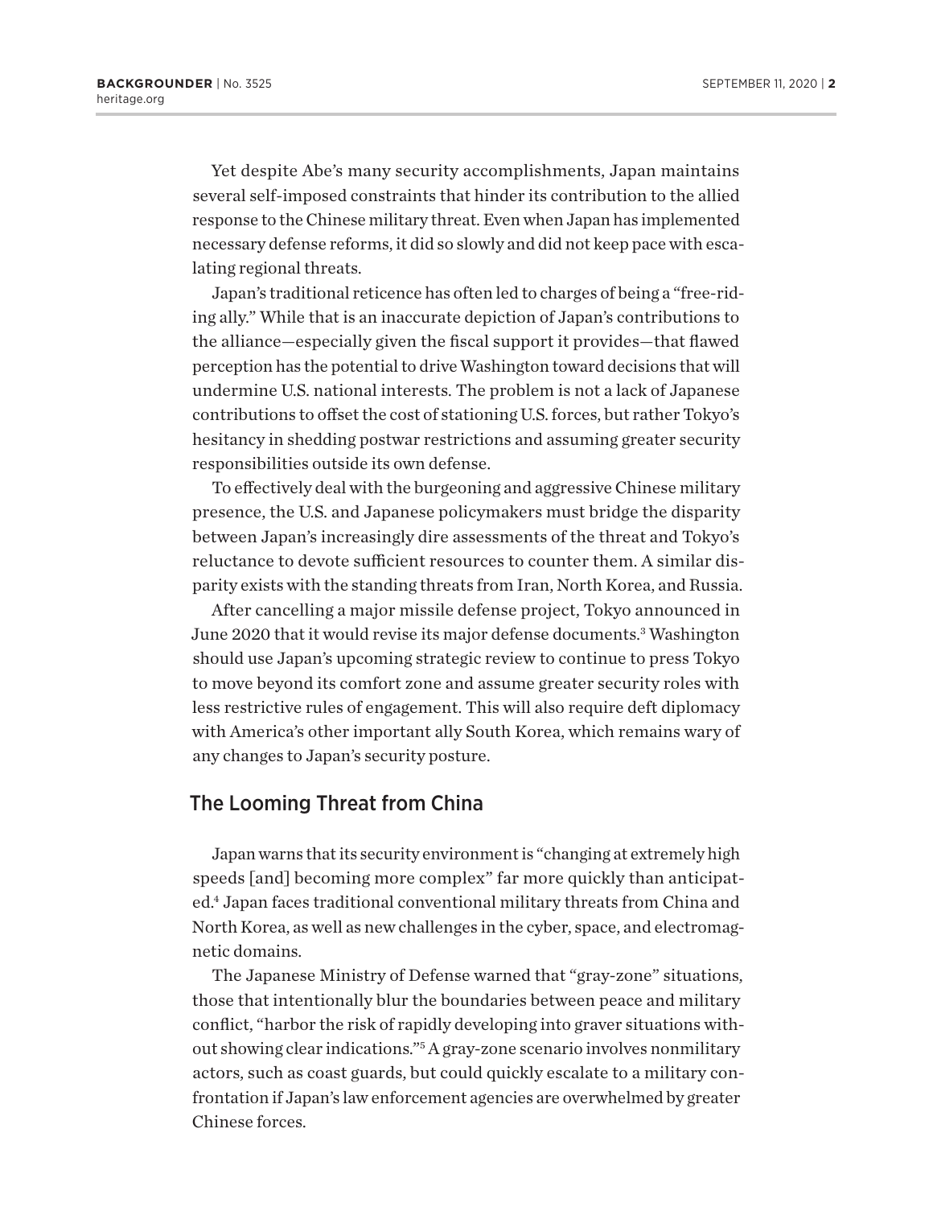Yet despite Abe's many security accomplishments, Japan maintains several self-imposed constraints that hinder its contribution to the allied response to the Chinese military threat. Even when Japan has implemented necessary defense reforms, it did so slowly and did not keep pace with escalating regional threats.

Japan's traditional reticence has often led to charges of being a "free-riding ally." While that is an inaccurate depiction of Japan's contributions to the alliance—especially given the fiscal support it provides—that flawed perception has the potential to drive Washington toward decisions that will undermine U.S. national interests. The problem is not a lack of Japanese contributions to offset the cost of stationing U.S. forces, but rather Tokyo's hesitancy in shedding postwar restrictions and assuming greater security responsibilities outside its own defense.

To effectively deal with the burgeoning and aggressive Chinese military presence, the U.S. and Japanese policymakers must bridge the disparity between Japan's increasingly dire assessments of the threat and Tokyo's reluctance to devote sufficient resources to counter them. A similar disparity exists with the standing threats from Iran, North Korea, and Russia.

After cancelling a major missile defense project, Tokyo announced in June 2020 that it would revise its major defense documents.[3] Washington should use Japan's upcoming strategic review to continue to press Tokyo to move beyond its comfort zone and assume greater security roles with less restrictive rules of engagement. This will also require deft diplomacy with America's other important ally South Korea, which remains wary of any changes to Japan's security posture.

## The Looming Threat from China

Japan warns that its security environment is "changing at extremely high speeds [and] becoming more complex" far more quickly than anticipated.[4] Japan faces traditional conventional military threats from China and North Korea, as well as new challenges in the cyber, space, and electromagnetic domains.

The Japanese Ministry of Defense warned that "gray-zone" situations, those that intentionally blur the boundaries between peace and military conflict, "harbor the risk of rapidly developing into graver situations without showing clear indications."[5] A gray-zone scenario involves nonmilitary actors, such as coast guards, but could quickly escalate to a military confrontation if Japan's law enforcement agencies are overwhelmed by greater Chinese forces.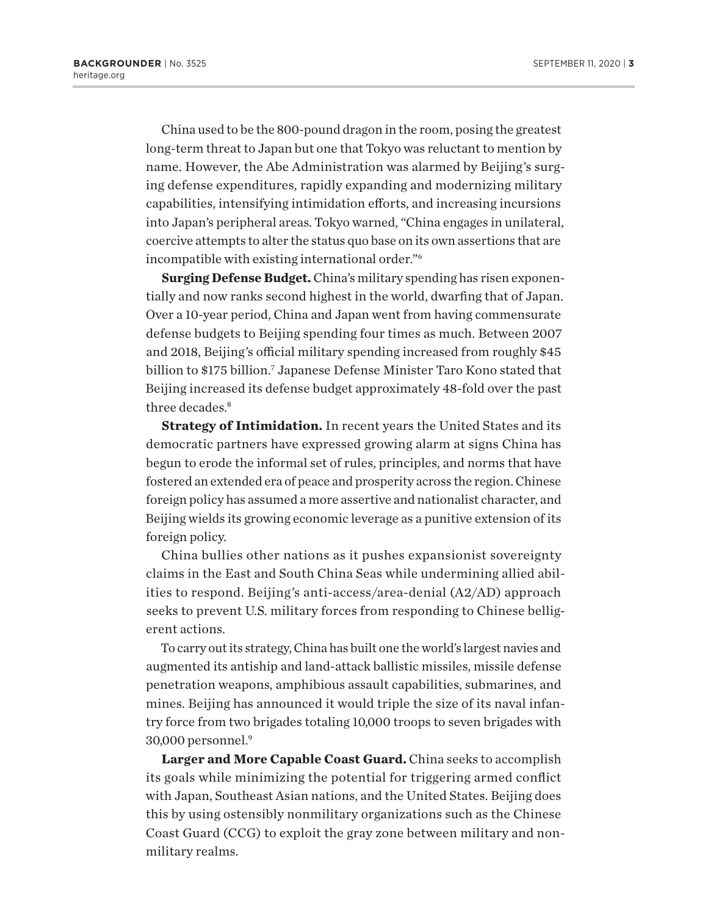China used to be the 800-pound dragon in the room, posing the greatest long-term threat to Japan but one that Tokyo was reluctant to mention by name. However, the Abe Administration was alarmed by Beijing's surging defense expenditures, rapidly expanding and modernizing military capabilities, intensifying intimidation efforts, and increasing incursions into Japan's peripheral areas. Tokyo warned, "China engages in unilateral, coercive attempts to alter the status quo base on its own assertions that are incompatible with existing international order."[6]

**Surging Defense Budget.** China's military spending has risen exponentially and now ranks second highest in the world, dwarfing that of Japan. Over a 10-year period, China and Japan went from having commensurate defense budgets to Beijing spending four times as much. Between 2007 and 2018, Beijing's official military spending increased from roughly $45 billion to $175 billion.[7] Japanese Defense Minister Taro Kono stated that Beijing increased its defense budget approximately 48-fold over the past three decades.[8]

**Strategy of Intimidation.** In recent years the United States and its democratic partners have expressed growing alarm at signs China has begun to erode the informal set of rules, principles, and norms that have fostered an extended era of peace and prosperity across the region. Chinese foreign policy has assumed a more assertive and nationalist character, and Beijing wields its growing economic leverage as a punitive extension of its foreign policy.

China bullies other nations as it pushes expansionist sovereignty claims in the East and South China Seas while undermining allied abilities to respond. Beijing's anti-access/area-denial (A2/AD) approach seeks to prevent U.S. military forces from responding to Chinese belligerent actions.

To carry out its strategy, China has built one the world's largest navies and augmented its antiship and land-attack ballistic missiles, missile defense penetration weapons, amphibious assault capabilities, submarines, and mines. Beijing has announced it would triple the size of its naval infantry force from two brigades totaling 10,000 troops to seven brigades with 30,000 personnel.[9]

**Larger and More Capable Coast Guard.** China seeks to accomplish its goals while minimizing the potential for triggering armed conflict with Japan, Southeast Asian nations, and the United States. Beijing does this by using ostensibly nonmilitary organizations such as the Chinese Coast Guard (CCG) to exploit the gray zone between military and nonmilitary realms.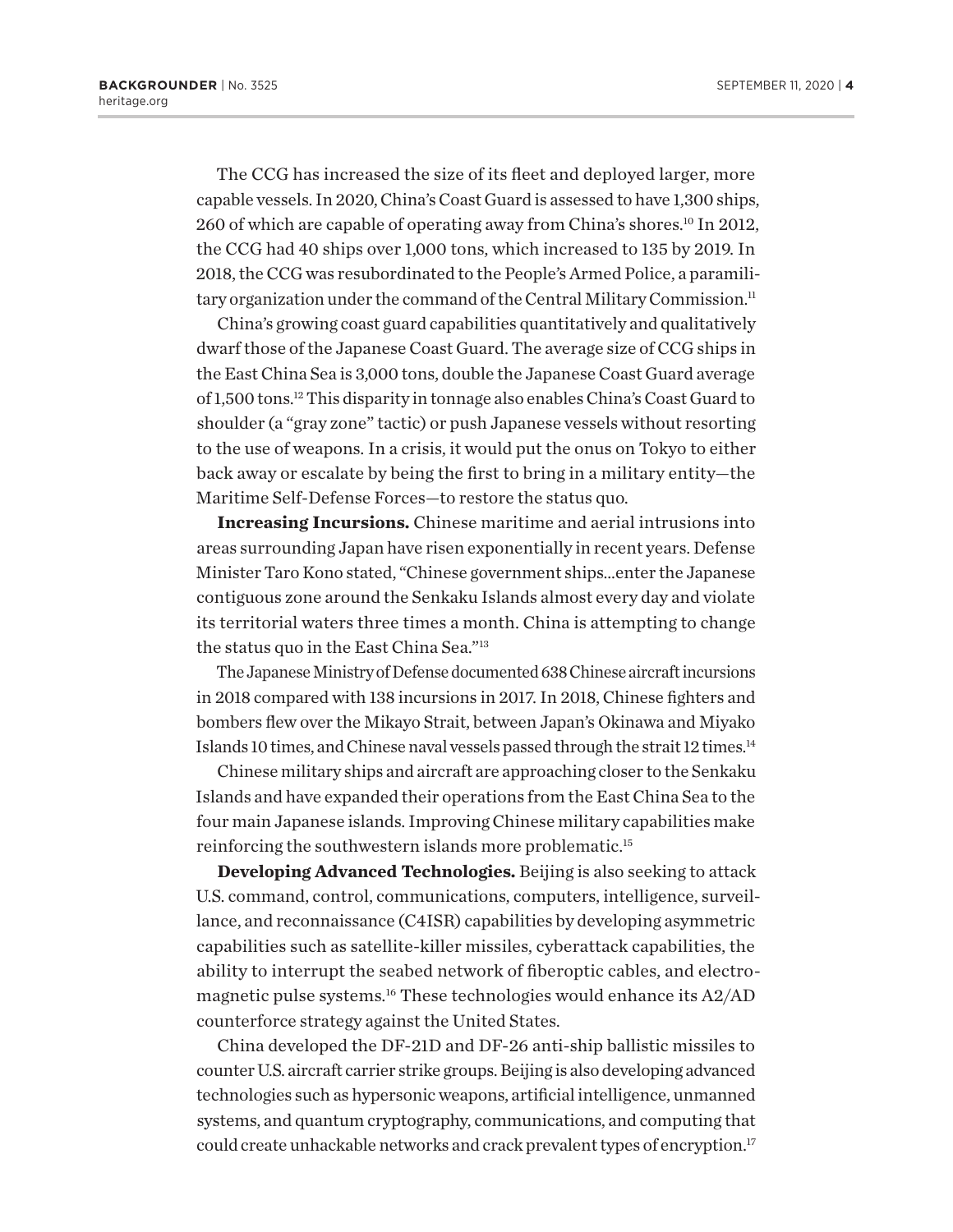The CCG has increased the size of its fleet and deployed larger, more capable vessels. In 2020, China's Coast Guard is assessed to have 1,300 ships, 260 of which are capable of operating away from China's shores.[10] In 2012, the CCG had 40 ships over 1,000 tons, which increased to 135 by 2019. In 2018, the CCG was resubordinated to the People's Armed Police, a paramilitary organization under the command of the Central Military Commission.[11]

China's growing coast guard capabilities quantitatively and qualitatively dwarf those of the Japanese Coast Guard. The average size of CCG ships in the East China Sea is 3,000 tons, double the Japanese Coast Guard average of 1,500 tons.[12] This disparity in tonnage also enables China's Coast Guard to shoulder (a "gray zone" tactic) or push Japanese vessels without resorting to the use of weapons. In a crisis, it would put the onus on Tokyo to either back away or escalate by being the first to bring in a military entity—the Maritime Self-Defense Forces—to restore the status quo.

**Increasing Incursions.** Chinese maritime and aerial intrusions into areas surrounding Japan have risen exponentially in recent years. Defense Minister Taro Kono stated, "Chinese government ships...enter the Japanese contiguous zone around the Senkaku Islands almost every day and violate its territorial waters three times a month. China is attempting to change the status quo in the East China Sea."[13]

The Japanese Ministry of Defense documented 638 Chinese aircraft incursions in 2018 compared with 138 incursions in 2017. In 2018, Chinese fighters and bombers flew over the Mikayo Strait, between Japan's Okinawa and Miyako Islands 10 times, and Chinese naval vessels passed through the strait 12 times.[14]

Chinese military ships and aircraft are approaching closer to the Senkaku Islands and have expanded their operations from the East China Sea to the four main Japanese islands. Improving Chinese military capabilities make reinforcing the southwestern islands more problematic.[15]

**Developing Advanced Technologies.** Beijing is also seeking to attack U.S. command, control, communications, computers, intelligence, surveillance, and reconnaissance (C4ISR) capabilities by developing asymmetric capabilities such as satellite-killer missiles, cyberattack capabilities, the ability to interrupt the seabed network of fiberoptic cables, and electromagnetic pulse systems.[16] These technologies would enhance its A2/AD counterforce strategy against the United States.

China developed the DF-21D and DF-26 anti-ship ballistic missiles to counter U.S. aircraft carrier strike groups. Beijing is also developing advanced technologies such as hypersonic weapons, artificial intelligence, unmanned systems, and quantum cryptography, communications, and computing that could create unhackable networks and crack prevalent types of encryption.[17]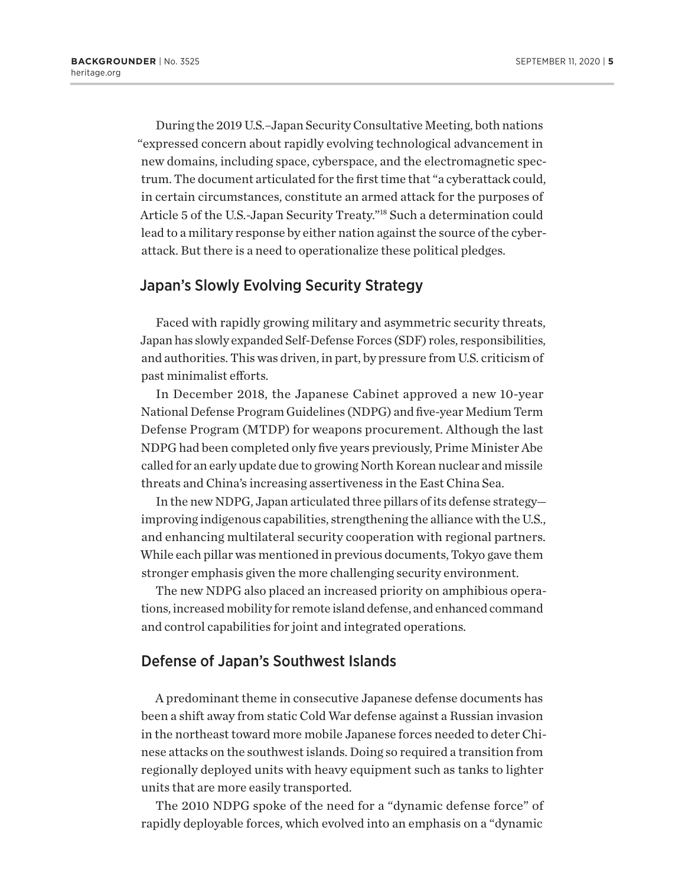During the 2019 U.S.–Japan Security Consultative Meeting, both nations "expressed concern about rapidly evolving technological advancement in new domains, including space, cyberspace, and the electromagnetic spectrum. The document articulated for the first time that "a cyberattack could, in certain circumstances, constitute an armed attack for the purposes of Article 5 of the U.S.-Japan Security Treaty."[18] Such a determination could lead to a military response by either nation against the source of the cyberattack. But there is a need to operationalize these political pledges.

## Japan's Slowly Evolving Security Strategy

Faced with rapidly growing military and asymmetric security threats, Japan has slowly expanded Self-Defense Forces (SDF) roles, responsibilities, and authorities. This was driven, in part, by pressure from U.S. criticism of past minimalist efforts.

In December 2018, the Japanese Cabinet approved a new 10-year National Defense Program Guidelines (NDPG) and five-year Medium Term Defense Program (MTDP) for weapons procurement. Although the last NDPG had been completed only five years previously, Prime Minister Abe called for an early update due to growing North Korean nuclear and missile threats and China's increasing assertiveness in the East China Sea.

In the new NDPG, Japan articulated three pillars of its defense strategy—improving indigenous capabilities, strengthening the alliance with the U.S., and enhancing multilateral security cooperation with regional partners. While each pillar was mentioned in previous documents, Tokyo gave them stronger emphasis given the more challenging security environment.

The new NDPG also placed an increased priority on amphibious operations, increased mobility for remote island defense, and enhanced command and control capabilities for joint and integrated operations.

## Defense of Japan's Southwest Islands

A predominant theme in consecutive Japanese defense documents has been a shift away from static Cold War defense against a Russian invasion in the northeast toward more mobile Japanese forces needed to deter Chinese attacks on the southwest islands. Doing so required a transition from regionally deployed units with heavy equipment such as tanks to lighter units that are more easily transported.

The 2010 NDPG spoke of the need for a "dynamic defense force" of rapidly deployable forces, which evolved into an emphasis on a "dynamic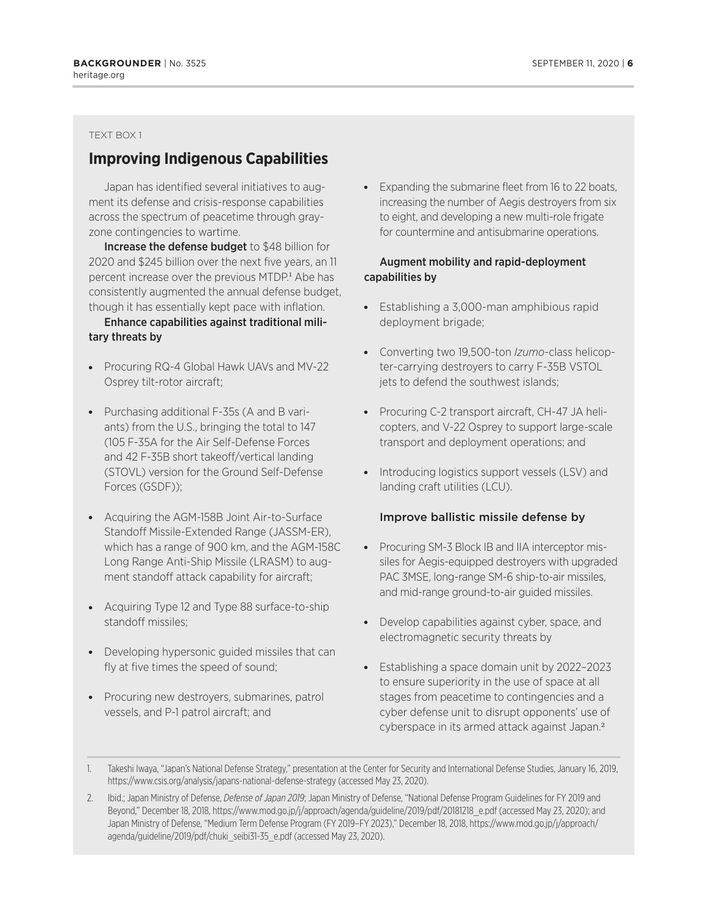TEXT BOX 1

## Improving Indigenous Capabilities

Japan has identified several initiatives to augment its defense and crisis-response capabilities across the spectrum of peacetime through gray-zone contingencies to wartime.

**Increase the defense budget** to $48 billion for 2020 and $245 billion over the next five years, an 11 percent increase over the previous MTDP.[1] Abe has consistently augmented the annual defense budget, though it has essentially kept pace with inflation.

**Enhance capabilities against traditional military threats by**

- Procuring RQ-4 Global Hawk UAVs and MV-22 Osprey tilt-rotor aircraft;
- Purchasing additional F-35s (A and B variants) from the U.S., bringing the total to 147 (105 F-35A for the Air Self-Defense Forces and 42 F-35B short takeoff/vertical landing (STOVL) version for the Ground Self-Defense Forces (GSDF));
- Acquiring the AGM-158B Joint Air-to-Surface Standoff Missile-Extended Range (JASSM-ER), which has a range of 900 km, and the AGM-158C Long Range Anti-Ship Missile (LRASM) to augment standoff attack capability for aircraft;
- Acquiring Type 12 and Type 88 surface-to-ship standoff missiles;
- Developing hypersonic guided missiles that can fly at five times the speed of sound;
- Procuring new destroyers, submarines, patrol vessels, and P-1 patrol aircraft; and
- Expanding the submarine fleet from 16 to 22 boats, increasing the number of Aegis destroyers from six to eight, and developing a new multi-role frigate for countermine and antisubmarine operations.

**Augment mobility and rapid-deployment capabilities by**

- Establishing a 3,000-man amphibious rapid deployment brigade;
- Converting two 19,500-ton *Izumo*-class helicopter-carrying destroyers to carry F-35B VSTOL jets to defend the southwest islands;
- Procuring C-2 transport aircraft, CH-47 JA helicopters, and V-22 Osprey to support large-scale transport and deployment operations; and
- Introducing logistics support vessels (LSV) and landing craft utilities (LCU).

**Improve ballistic missile defense by**

- Procuring SM-3 Block IB and IIA interceptor missiles for Aegis-equipped destroyers with upgraded PAC 3MSE, long-range SM-6 ship-to-air missiles, and mid-range ground-to-air guided missiles.
- Develop capabilities against cyber, space, and electromagnetic security threats by
- Establishing a space domain unit by 2022–2023 to ensure superiority in the use of space at all stages from peacetime to contingencies and a cyber defense unit to disrupt opponents' use of cyberspace in its armed attack against Japan.[2]

1. Takeshi Iwaya, "Japan's National Defense Strategy," presentation at the Center for Security and International Defense Studies, January 16, 2019, https://www.csis.org/analysis/japans-national-defense-strategy (accessed May 23, 2020).
2. Ibid.; Japan Ministry of Defense, *Defense of Japan 2019*; Japan Ministry of Defense, "National Defense Program Guidelines for FY 2019 and Beyond," December 18, 2018, https://www.mod.go.jp/j/approach/agenda/guideline/2019/pdf/20181218_e.pdf (accessed May 23, 2020); and Japan Ministry of Defense, "Medium Term Defense Program (FY 2019–FY 2023)," December 18, 2018, https://www.mod.go.jp/j/approach/agenda/guideline/2019/pdf/chuki_seibi31-35_e.pdf (accessed May 23, 2020).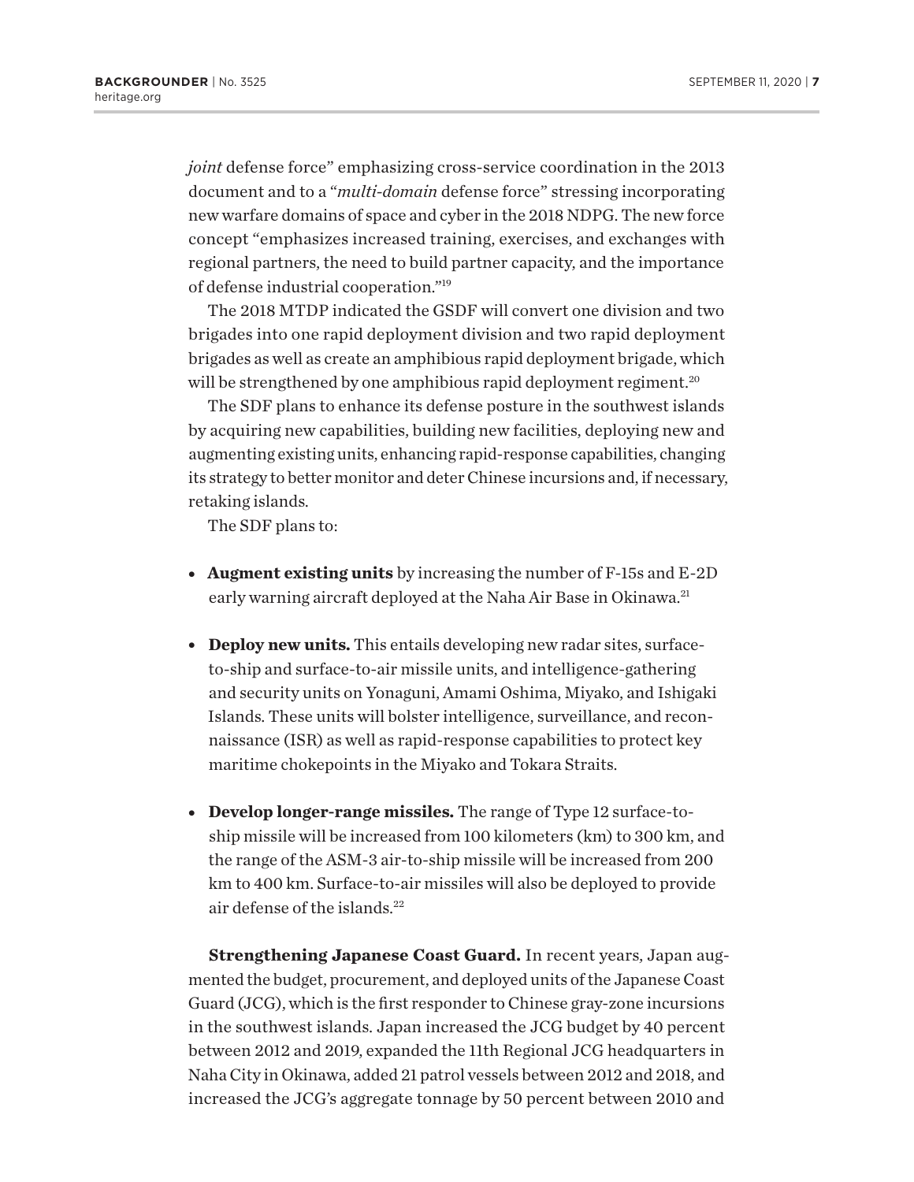*joint* defense force" emphasizing cross-service coordination in the 2013 document and to a "*multi-domain* defense force" stressing incorporating new warfare domains of space and cyber in the 2018 NDPG. The new force concept "emphasizes increased training, exercises, and exchanges with regional partners, the need to build partner capacity, and the importance of defense industrial cooperation."[19]

The 2018 MTDP indicated the GSDF will convert one division and two brigades into one rapid deployment division and two rapid deployment brigades as well as create an amphibious rapid deployment brigade, which will be strengthened by one amphibious rapid deployment regiment.[20]

The SDF plans to enhance its defense posture in the southwest islands by acquiring new capabilities, building new facilities, deploying new and augmenting existing units, enhancing rapid-response capabilities, changing its strategy to better monitor and deter Chinese incursions and, if necessary, retaking islands.

The SDF plans to:

- **Augment existing units** by increasing the number of F-15s and E-2D early warning aircraft deployed at the Naha Air Base in Okinawa.[21]

- **Deploy new units.** This entails developing new radar sites, surface-to-ship and surface-to-air missile units, and intelligence-gathering and security units on Yonaguni, Amami Oshima, Miyako, and Ishigaki Islands. These units will bolster intelligence, surveillance, and reconnaissance (ISR) as well as rapid-response capabilities to protect key maritime chokepoints in the Miyako and Tokara Straits.

- **Develop longer-range missiles.** The range of Type 12 surface-to-ship missile will be increased from 100 kilometers (km) to 300 km, and the range of the ASM-3 air-to-ship missile will be increased from 200 km to 400 km. Surface-to-air missiles will also be deployed to provide air defense of the islands.[22]

**Strengthening Japanese Coast Guard.** In recent years, Japan augmented the budget, procurement, and deployed units of the Japanese Coast Guard (JCG), which is the first responder to Chinese gray-zone incursions in the southwest islands. Japan increased the JCG budget by 40 percent between 2012 and 2019, expanded the 11th Regional JCG headquarters in Naha City in Okinawa, added 21 patrol vessels between 2012 and 2018, and increased the JCG's aggregate tonnage by 50 percent between 2010 and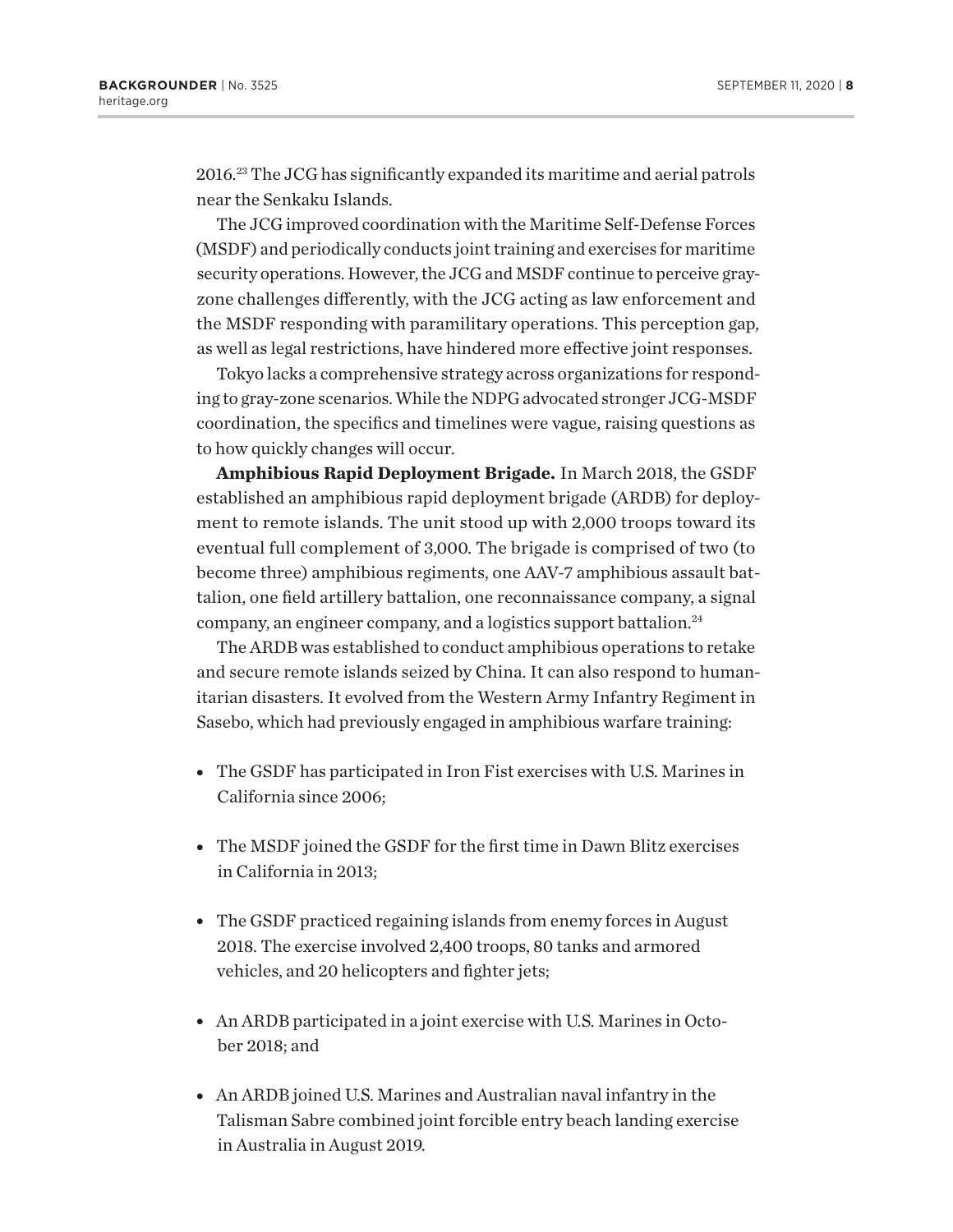2016.[23] The JCG has significantly expanded its maritime and aerial patrols near the Senkaku Islands.

The JCG improved coordination with the Maritime Self-Defense Forces (MSDF) and periodically conducts joint training and exercises for maritime security operations. However, the JCG and MSDF continue to perceive gray-zone challenges differently, with the JCG acting as law enforcement and the MSDF responding with paramilitary operations. This perception gap, as well as legal restrictions, have hindered more effective joint responses.

Tokyo lacks a comprehensive strategy across organizations for responding to gray-zone scenarios. While the NDPG advocated stronger JCG-MSDF coordination, the specifics and timelines were vague, raising questions as to how quickly changes will occur.

**Amphibious Rapid Deployment Brigade.** In March 2018, the GSDF established an amphibious rapid deployment brigade (ARDB) for deployment to remote islands. The unit stood up with 2,000 troops toward its eventual full complement of 3,000. The brigade is comprised of two (to become three) amphibious regiments, one AAV-7 amphibious assault battalion, one field artillery battalion, one reconnaissance company, a signal company, an engineer company, and a logistics support battalion.[24]

The ARDB was established to conduct amphibious operations to retake and secure remote islands seized by China. It can also respond to humanitarian disasters. It evolved from the Western Army Infantry Regiment in Sasebo, which had previously engaged in amphibious warfare training:

- The GSDF has participated in Iron Fist exercises with U.S. Marines in California since 2006;
- The MSDF joined the GSDF for the first time in Dawn Blitz exercises in California in 2013;
- The GSDF practiced regaining islands from enemy forces in August 2018. The exercise involved 2,400 troops, 80 tanks and armored vehicles, and 20 helicopters and fighter jets;
- An ARDB participated in a joint exercise with U.S. Marines in October 2018; and
- An ARDB joined U.S. Marines and Australian naval infantry in the Talisman Sabre combined joint forcible entry beach landing exercise in Australia in August 2019.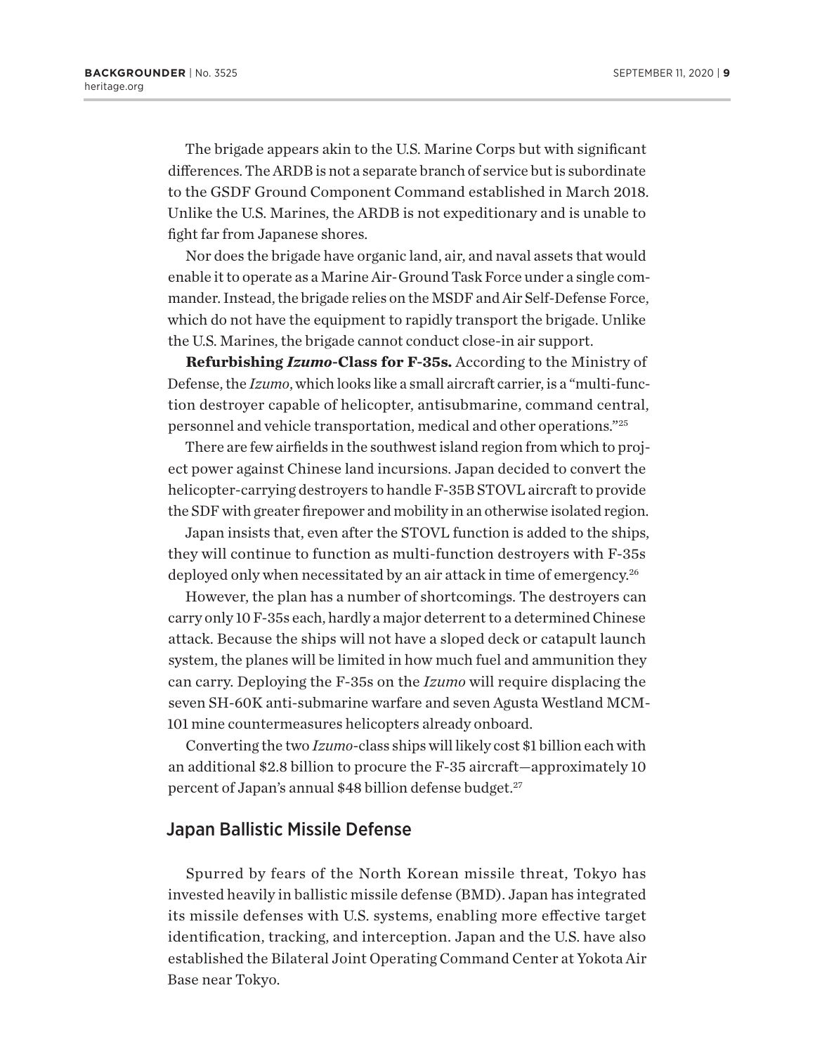The brigade appears akin to the U.S. Marine Corps but with significant differences. The ARDB is not a separate branch of service but is subordinate to the GSDF Ground Component Command established in March 2018. Unlike the U.S. Marines, the ARDB is not expeditionary and is unable to fight far from Japanese shores.

Nor does the brigade have organic land, air, and naval assets that would enable it to operate as a Marine Air-Ground Task Force under a single commander. Instead, the brigade relies on the MSDF and Air Self-Defense Force, which do not have the equipment to rapidly transport the brigade. Unlike the U.S. Marines, the brigade cannot conduct close-in air support.

**Refurbishing *Izumo*-Class for F-35s.** According to the Ministry of Defense, the *Izumo*, which looks like a small aircraft carrier, is a "multi-function destroyer capable of helicopter, antisubmarine, command central, personnel and vehicle transportation, medical and other operations."[25]

There are few airfields in the southwest island region from which to project power against Chinese land incursions. Japan decided to convert the helicopter-carrying destroyers to handle F-35B STOVL aircraft to provide the SDF with greater firepower and mobility in an otherwise isolated region.

Japan insists that, even after the STOVL function is added to the ships, they will continue to function as multi-function destroyers with F-35s deployed only when necessitated by an air attack in time of emergency.[26]

However, the plan has a number of shortcomings. The destroyers can carry only 10 F-35s each, hardly a major deterrent to a determined Chinese attack. Because the ships will not have a sloped deck or catapult launch system, the planes will be limited in how much fuel and ammunition they can carry. Deploying the F-35s on the *Izumo* will require displacing the seven SH-60K anti-submarine warfare and seven Agusta Westland MCM-101 mine countermeasures helicopters already onboard.

Converting the two *Izumo*-class ships will likely cost $1 billion each with an additional $2.8 billion to procure the F-35 aircraft—approximately 10 percent of Japan's annual $48 billion defense budget.[27]

## Japan Ballistic Missile Defense

Spurred by fears of the North Korean missile threat, Tokyo has invested heavily in ballistic missile defense (BMD). Japan has integrated its missile defenses with U.S. systems, enabling more effective target identification, tracking, and interception. Japan and the U.S. have also established the Bilateral Joint Operating Command Center at Yokota Air Base near Tokyo.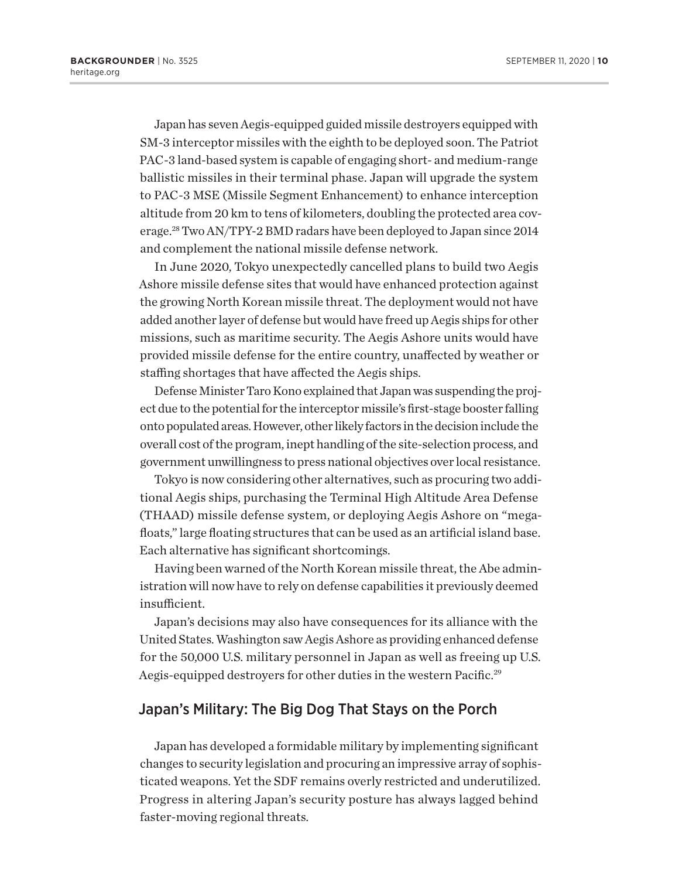Japan has seven Aegis-equipped guided missile destroyers equipped with SM-3 interceptor missiles with the eighth to be deployed soon. The Patriot PAC-3 land-based system is capable of engaging short- and medium-range ballistic missiles in their terminal phase. Japan will upgrade the system to PAC-3 MSE (Missile Segment Enhancement) to enhance interception altitude from 20 km to tens of kilometers, doubling the protected area coverage.[28] Two AN/TPY-2 BMD radars have been deployed to Japan since 2014 and complement the national missile defense network.

In June 2020, Tokyo unexpectedly cancelled plans to build two Aegis Ashore missile defense sites that would have enhanced protection against the growing North Korean missile threat. The deployment would not have added another layer of defense but would have freed up Aegis ships for other missions, such as maritime security. The Aegis Ashore units would have provided missile defense for the entire country, unaffected by weather or staffing shortages that have affected the Aegis ships.

Defense Minister Taro Kono explained that Japan was suspending the project due to the potential for the interceptor missile's first-stage booster falling onto populated areas. However, other likely factors in the decision include the overall cost of the program, inept handling of the site-selection process, and government unwillingness to press national objectives over local resistance.

Tokyo is now considering other alternatives, such as procuring two additional Aegis ships, purchasing the Terminal High Altitude Area Defense (THAAD) missile defense system, or deploying Aegis Ashore on "mega-floats," large floating structures that can be used as an artificial island base. Each alternative has significant shortcomings.

Having been warned of the North Korean missile threat, the Abe administration will now have to rely on defense capabilities it previously deemed insufficient.

Japan's decisions may also have consequences for its alliance with the United States. Washington saw Aegis Ashore as providing enhanced defense for the 50,000 U.S. military personnel in Japan as well as freeing up U.S. Aegis-equipped destroyers for other duties in the western Pacific.[29]

## Japan's Military: The Big Dog That Stays on the Porch

Japan has developed a formidable military by implementing significant changes to security legislation and procuring an impressive array of sophisticated weapons. Yet the SDF remains overly restricted and underutilized. Progress in altering Japan's security posture has always lagged behind faster-moving regional threats.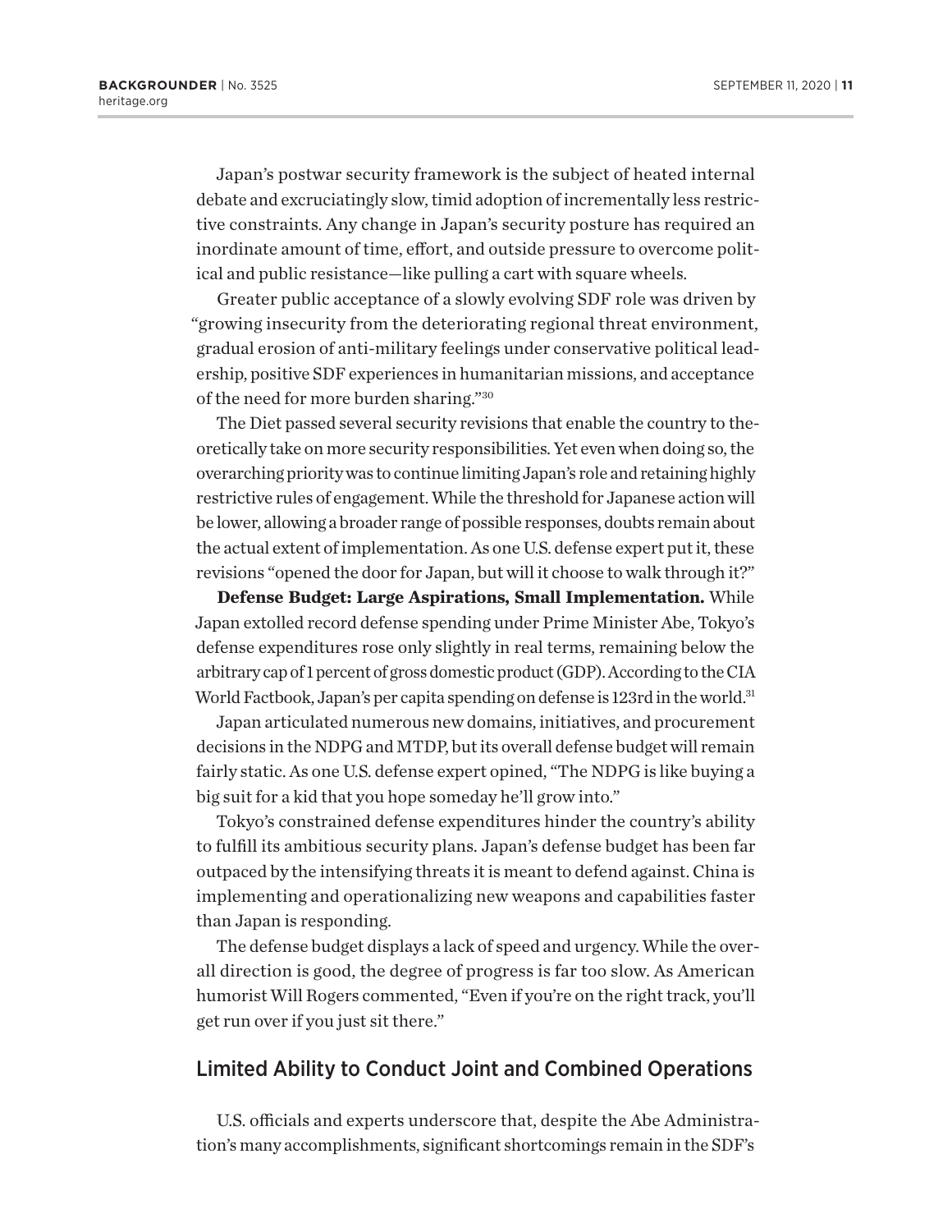Japan's postwar security framework is the subject of heated internal debate and excruciatingly slow, timid adoption of incrementally less restrictive constraints. Any change in Japan's security posture has required an inordinate amount of time, effort, and outside pressure to overcome political and public resistance—like pulling a cart with square wheels.

Greater public acceptance of a slowly evolving SDF role was driven by "growing insecurity from the deteriorating regional threat environment, gradual erosion of anti-military feelings under conservative political leadership, positive SDF experiences in humanitarian missions, and acceptance of the need for more burden sharing."[30]

The Diet passed several security revisions that enable the country to theoretically take on more security responsibilities. Yet even when doing so, the overarching priority was to continue limiting Japan's role and retaining highly restrictive rules of engagement. While the threshold for Japanese action will be lower, allowing a broader range of possible responses, doubts remain about the actual extent of implementation. As one U.S. defense expert put it, these revisions "opened the door for Japan, but will it choose to walk through it?"

**Defense Budget: Large Aspirations, Small Implementation.** While Japan extolled record defense spending under Prime Minister Abe, Tokyo's defense expenditures rose only slightly in real terms, remaining below the arbitrary cap of 1 percent of gross domestic product (GDP). According to the CIA World Factbook, Japan's per capita spending on defense is 123rd in the world.[31]

Japan articulated numerous new domains, initiatives, and procurement decisions in the NDPG and MTDP, but its overall defense budget will remain fairly static. As one U.S. defense expert opined, "The NDPG is like buying a big suit for a kid that you hope someday he'll grow into."

Tokyo's constrained defense expenditures hinder the country's ability to fulfill its ambitious security plans. Japan's defense budget has been far outpaced by the intensifying threats it is meant to defend against. China is implementing and operationalizing new weapons and capabilities faster than Japan is responding.

The defense budget displays a lack of speed and urgency. While the overall direction is good, the degree of progress is far too slow. As American humorist Will Rogers commented, "Even if you're on the right track, you'll get run over if you just sit there."

## Limited Ability to Conduct Joint and Combined Operations

U.S. officials and experts underscore that, despite the Abe Administration's many accomplishments, significant shortcomings remain in the SDF's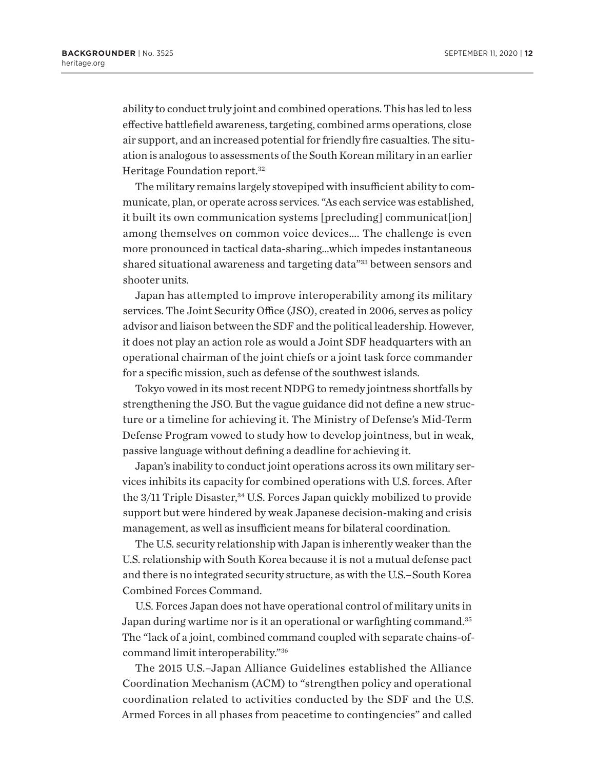ability to conduct truly joint and combined operations. This has led to less effective battlefield awareness, targeting, combined arms operations, close air support, and an increased potential for friendly fire casualties. The situation is analogous to assessments of the South Korean military in an earlier Heritage Foundation report.[32]

The military remains largely stovepiped with insufficient ability to communicate, plan, or operate across services. "As each service was established, it built its own communication systems [precluding] communicat[ion] among themselves on common voice devices…. The challenge is even more pronounced in tactical data-sharing…which impedes instantaneous shared situational awareness and targeting data"[33] between sensors and shooter units.

Japan has attempted to improve interoperability among its military services. The Joint Security Office (JSO), created in 2006, serves as policy advisor and liaison between the SDF and the political leadership. However, it does not play an action role as would a Joint SDF headquarters with an operational chairman of the joint chiefs or a joint task force commander for a specific mission, such as defense of the southwest islands.

Tokyo vowed in its most recent NDPG to remedy jointness shortfalls by strengthening the JSO. But the vague guidance did not define a new structure or a timeline for achieving it. The Ministry of Defense's Mid-Term Defense Program vowed to study how to develop jointness, but in weak, passive language without defining a deadline for achieving it.

Japan's inability to conduct joint operations across its own military services inhibits its capacity for combined operations with U.S. forces. After the 3/11 Triple Disaster,[34] U.S. Forces Japan quickly mobilized to provide support but were hindered by weak Japanese decision-making and crisis management, as well as insufficient means for bilateral coordination.

The U.S. security relationship with Japan is inherently weaker than the U.S. relationship with South Korea because it is not a mutual defense pact and there is no integrated security structure, as with the U.S.–South Korea Combined Forces Command.

U.S. Forces Japan does not have operational control of military units in Japan during wartime nor is it an operational or warfighting command.[35] The "lack of a joint, combined command coupled with separate chains-of-command limit interoperability."[36]

The 2015 U.S.–Japan Alliance Guidelines established the Alliance Coordination Mechanism (ACM) to "strengthen policy and operational coordination related to activities conducted by the SDF and the U.S. Armed Forces in all phases from peacetime to contingencies" and called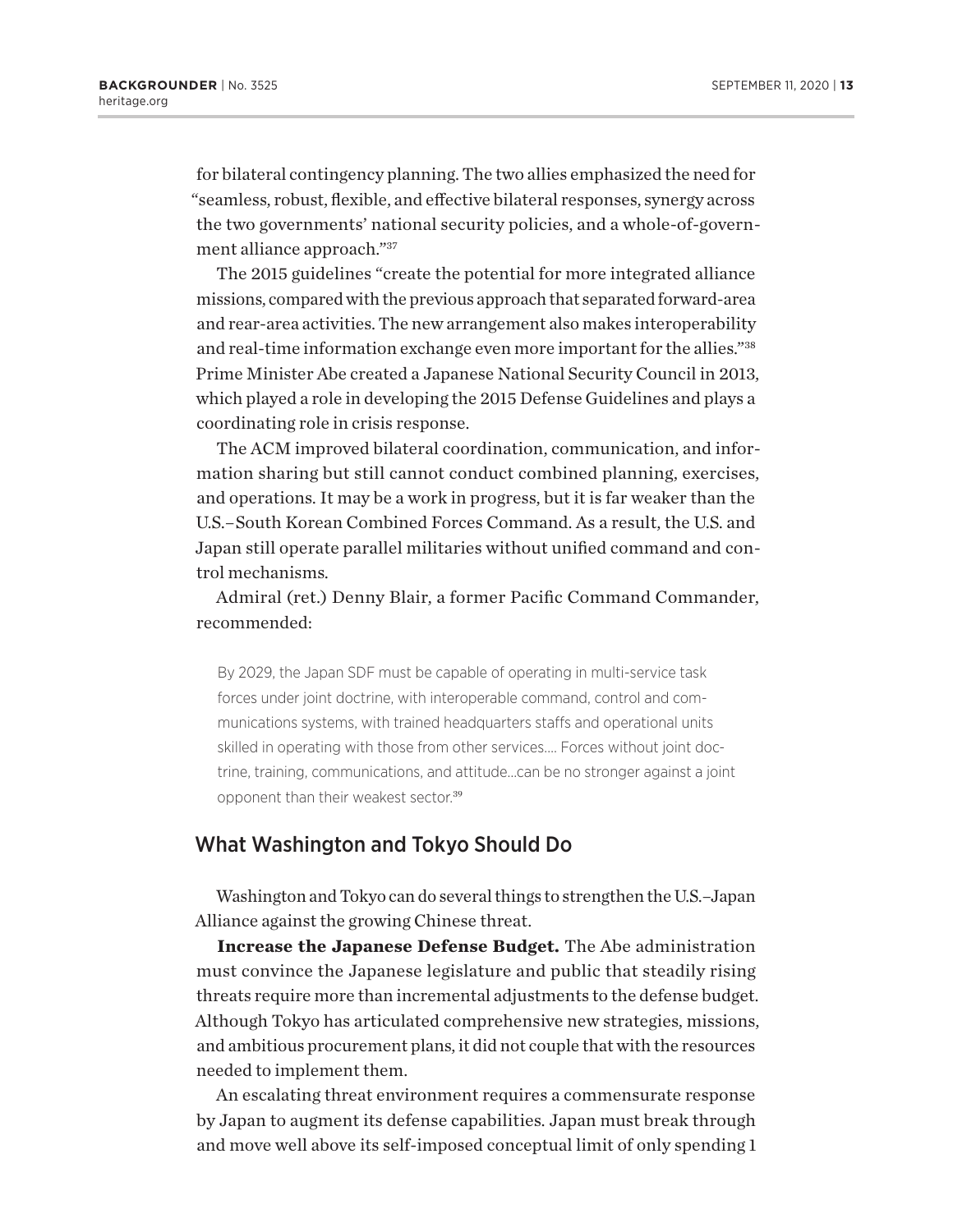for bilateral contingency planning. The two allies emphasized the need for "seamless, robust, flexible, and effective bilateral responses, synergy across the two governments' national security policies, and a whole-of-government alliance approach."[37]

The 2015 guidelines "create the potential for more integrated alliance missions, compared with the previous approach that separated forward-area and rear-area activities. The new arrangement also makes interoperability and real-time information exchange even more important for the allies."[38] Prime Minister Abe created a Japanese National Security Council in 2013, which played a role in developing the 2015 Defense Guidelines and plays a coordinating role in crisis response.

The ACM improved bilateral coordination, communication, and information sharing but still cannot conduct combined planning, exercises, and operations. It may be a work in progress, but it is far weaker than the U.S.–South Korean Combined Forces Command. As a result, the U.S. and Japan still operate parallel militaries without unified command and control mechanisms.

Admiral (ret.) Denny Blair, a former Pacific Command Commander, recommended:

> By 2029, the Japan SDF must be capable of operating in multi-service task forces under joint doctrine, with interoperable command, control and communications systems, with trained headquarters staffs and operational units skilled in operating with those from other services.... Forces without joint doctrine, training, communications, and attitude...can be no stronger against a joint opponent than their weakest sector.[39]

## What Washington and Tokyo Should Do

Washington and Tokyo can do several things to strengthen the U.S.–Japan Alliance against the growing Chinese threat.

**Increase the Japanese Defense Budget.** The Abe administration must convince the Japanese legislature and public that steadily rising threats require more than incremental adjustments to the defense budget. Although Tokyo has articulated comprehensive new strategies, missions, and ambitious procurement plans, it did not couple that with the resources needed to implement them.

An escalating threat environment requires a commensurate response by Japan to augment its defense capabilities. Japan must break through and move well above its self-imposed conceptual limit of only spending 1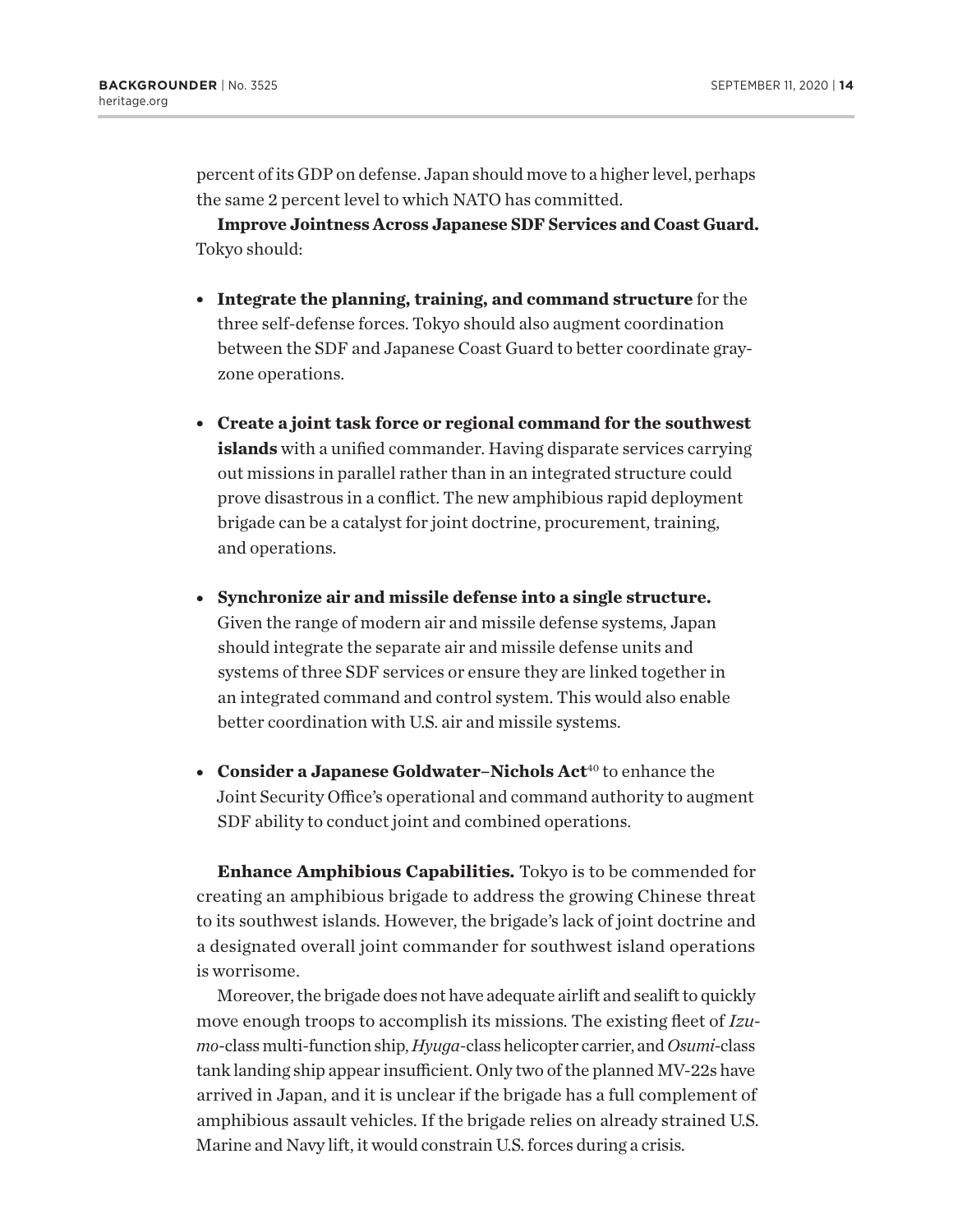percent of its GDP on defense. Japan should move to a higher level, perhaps the same 2 percent level to which NATO has committed.

**Improve Jointness Across Japanese SDF Services and Coast Guard.** Tokyo should:

- **Integrate the planning, training, and command structure** for the three self-defense forces. Tokyo should also augment coordination between the SDF and Japanese Coast Guard to better coordinate gray-zone operations.

- **Create a joint task force or regional command for the southwest islands** with a unified commander. Having disparate services carrying out missions in parallel rather than in an integrated structure could prove disastrous in a conflict. The new amphibious rapid deployment brigade can be a catalyst for joint doctrine, procurement, training, and operations.

- **Synchronize air and missile defense into a single structure.** Given the range of modern air and missile defense systems, Japan should integrate the separate air and missile defense units and systems of three SDF services or ensure they are linked together in an integrated command and control system. This would also enable better coordination with U.S. air and missile systems.

- **Consider a Japanese Goldwater–Nichols Act**[40] to enhance the Joint Security Office's operational and command authority to augment SDF ability to conduct joint and combined operations.

**Enhance Amphibious Capabilities.** Tokyo is to be commended for creating an amphibious brigade to address the growing Chinese threat to its southwest islands. However, the brigade's lack of joint doctrine and a designated overall joint commander for southwest island operations is worrisome.

Moreover, the brigade does not have adequate airlift and sealift to quickly move enough troops to accomplish its missions. The existing fleet of *Izumo*-class multi-function ship, *Hyuga*-class helicopter carrier, and *Osumi*-class tank landing ship appear insufficient. Only two of the planned MV-22s have arrived in Japan, and it is unclear if the brigade has a full complement of amphibious assault vehicles. If the brigade relies on already strained U.S. Marine and Navy lift, it would constrain U.S. forces during a crisis.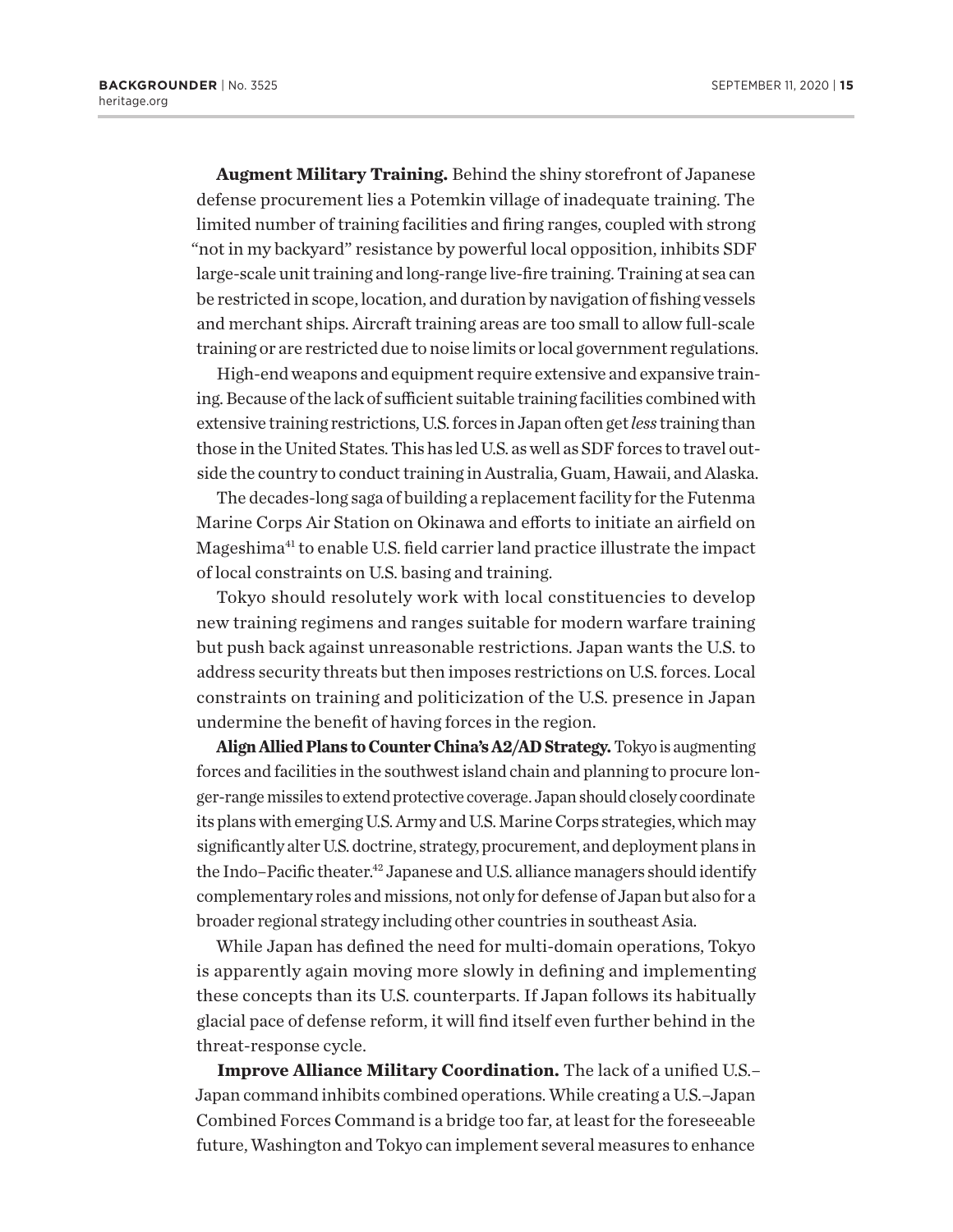**Augment Military Training.** Behind the shiny storefront of Japanese defense procurement lies a Potemkin village of inadequate training. The limited number of training facilities and firing ranges, coupled with strong "not in my backyard" resistance by powerful local opposition, inhibits SDF large-scale unit training and long-range live-fire training. Training at sea can be restricted in scope, location, and duration by navigation of fishing vessels and merchant ships. Aircraft training areas are too small to allow full-scale training or are restricted due to noise limits or local government regulations.

High-end weapons and equipment require extensive and expansive training. Because of the lack of sufficient suitable training facilities combined with extensive training restrictions, U.S. forces in Japan often get *less* training than those in the United States. This has led U.S. as well as SDF forces to travel outside the country to conduct training in Australia, Guam, Hawaii, and Alaska.

The decades-long saga of building a replacement facility for the Futenma Marine Corps Air Station on Okinawa and efforts to initiate an airfield on Mageshima[41] to enable U.S. field carrier land practice illustrate the impact of local constraints on U.S. basing and training.

Tokyo should resolutely work with local constituencies to develop new training regimens and ranges suitable for modern warfare training but push back against unreasonable restrictions. Japan wants the U.S. to address security threats but then imposes restrictions on U.S. forces. Local constraints on training and politicization of the U.S. presence in Japan undermine the benefit of having forces in the region.

**Align Allied Plans to Counter China's A2/AD Strategy.** Tokyo is augmenting forces and facilities in the southwest island chain and planning to procure longer-range missiles to extend protective coverage. Japan should closely coordinate its plans with emerging U.S. Army and U.S. Marine Corps strategies, which may significantly alter U.S. doctrine, strategy, procurement, and deployment plans in the Indo–Pacific theater.[42] Japanese and U.S. alliance managers should identify complementary roles and missions, not only for defense of Japan but also for a broader regional strategy including other countries in southeast Asia.

While Japan has defined the need for multi-domain operations, Tokyo is apparently again moving more slowly in defining and implementing these concepts than its U.S. counterparts. If Japan follows its habitually glacial pace of defense reform, it will find itself even further behind in the threat-response cycle.

**Improve Alliance Military Coordination.** The lack of a unified U.S.–Japan command inhibits combined operations. While creating a U.S.–Japan Combined Forces Command is a bridge too far, at least for the foreseeable future, Washington and Tokyo can implement several measures to enhance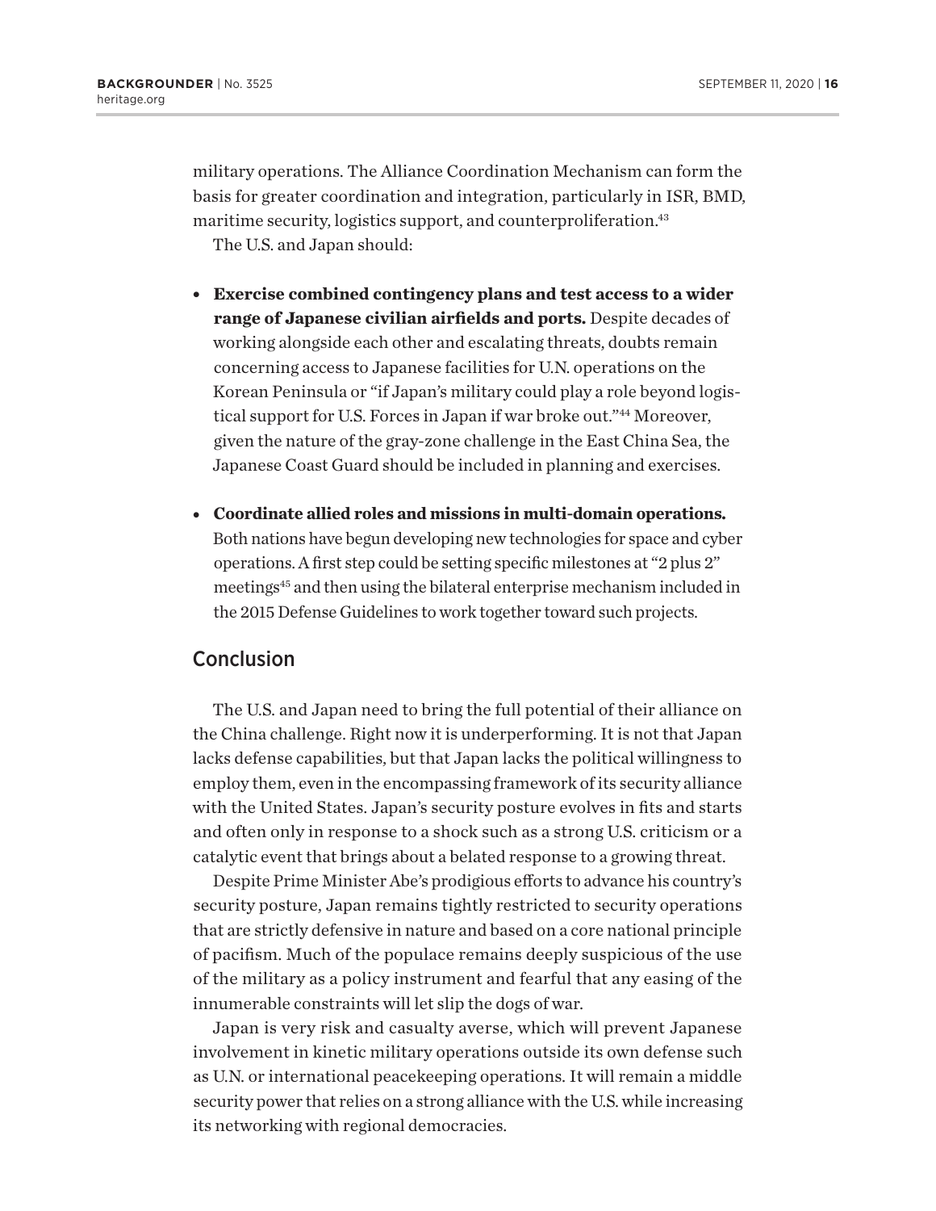military operations. The Alliance Coordination Mechanism can form the basis for greater coordination and integration, particularly in ISR, BMD, maritime security, logistics support, and counterproliferation.[43]

The U.S. and Japan should:

- **Exercise combined contingency plans and test access to a wider range of Japanese civilian airfields and ports.** Despite decades of working alongside each other and escalating threats, doubts remain concerning access to Japanese facilities for U.N. operations on the Korean Peninsula or "if Japan's military could play a role beyond logistical support for U.S. Forces in Japan if war broke out."[44] Moreover, given the nature of the gray-zone challenge in the East China Sea, the Japanese Coast Guard should be included in planning and exercises.

- **Coordinate allied roles and missions in multi-domain operations.** Both nations have begun developing new technologies for space and cyber operations. A first step could be setting specific milestones at "2 plus 2" meetings[45] and then using the bilateral enterprise mechanism included in the 2015 Defense Guidelines to work together toward such projects.

## Conclusion

The U.S. and Japan need to bring the full potential of their alliance on the China challenge. Right now it is underperforming. It is not that Japan lacks defense capabilities, but that Japan lacks the political willingness to employ them, even in the encompassing framework of its security alliance with the United States. Japan's security posture evolves in fits and starts and often only in response to a shock such as a strong U.S. criticism or a catalytic event that brings about a belated response to a growing threat.

Despite Prime Minister Abe's prodigious efforts to advance his country's security posture, Japan remains tightly restricted to security operations that are strictly defensive in nature and based on a core national principle of pacifism. Much of the populace remains deeply suspicious of the use of the military as a policy instrument and fearful that any easing of the innumerable constraints will let slip the dogs of war.

Japan is very risk and casualty averse, which will prevent Japanese involvement in kinetic military operations outside its own defense such as U.N. or international peacekeeping operations. It will remain a middle security power that relies on a strong alliance with the U.S. while increasing its networking with regional democracies.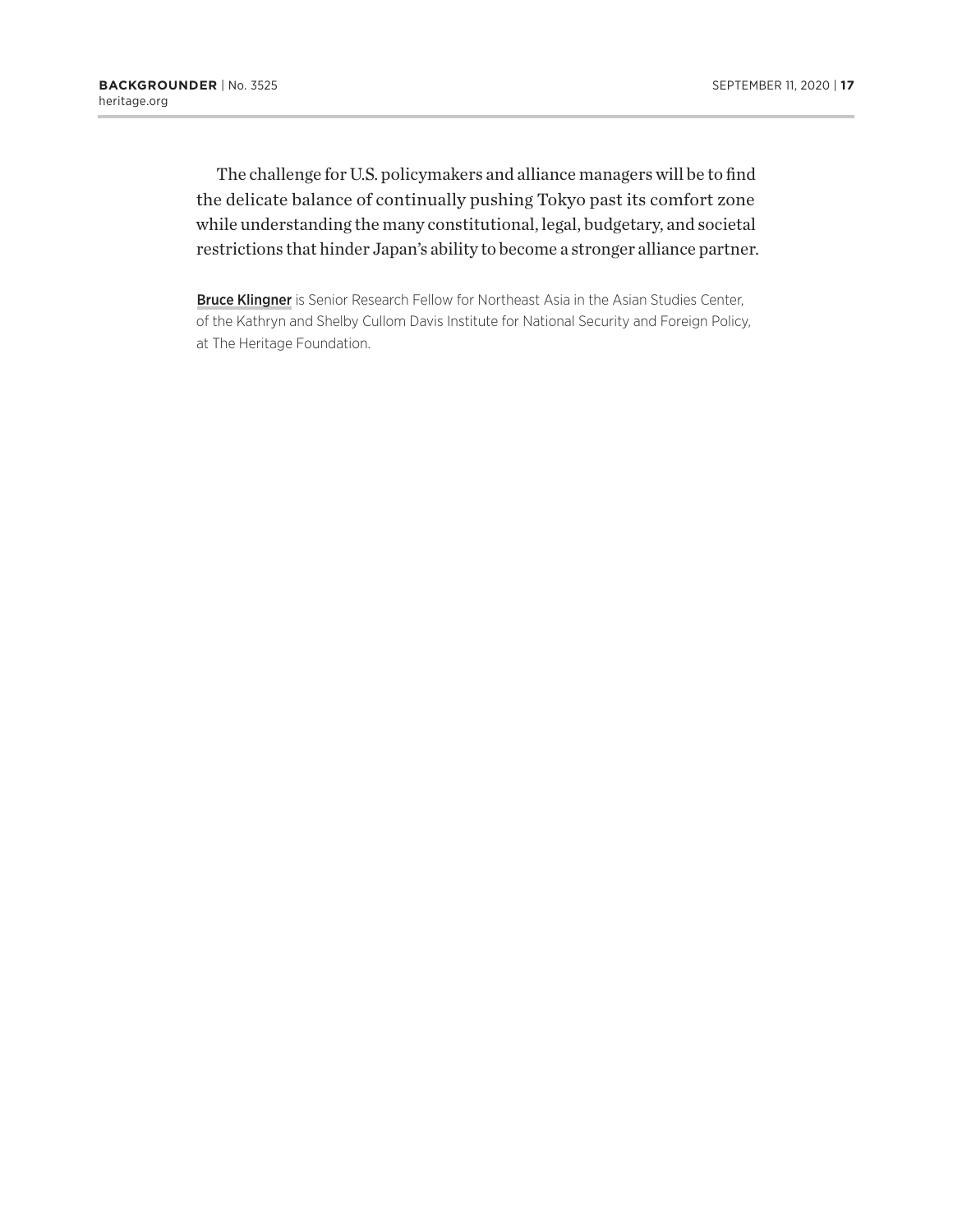The challenge for U.S. policymakers and alliance managers will be to find the delicate balance of continually pushing Tokyo past its comfort zone while understanding the many constitutional, legal, budgetary, and societal restrictions that hinder Japan's ability to become a stronger alliance partner.

**Bruce Klingner** is Senior Research Fellow for Northeast Asia in the Asian Studies Center, of the Kathryn and Shelby Cullom Davis Institute for National Security and Foreign Policy, at The Heritage Foundation.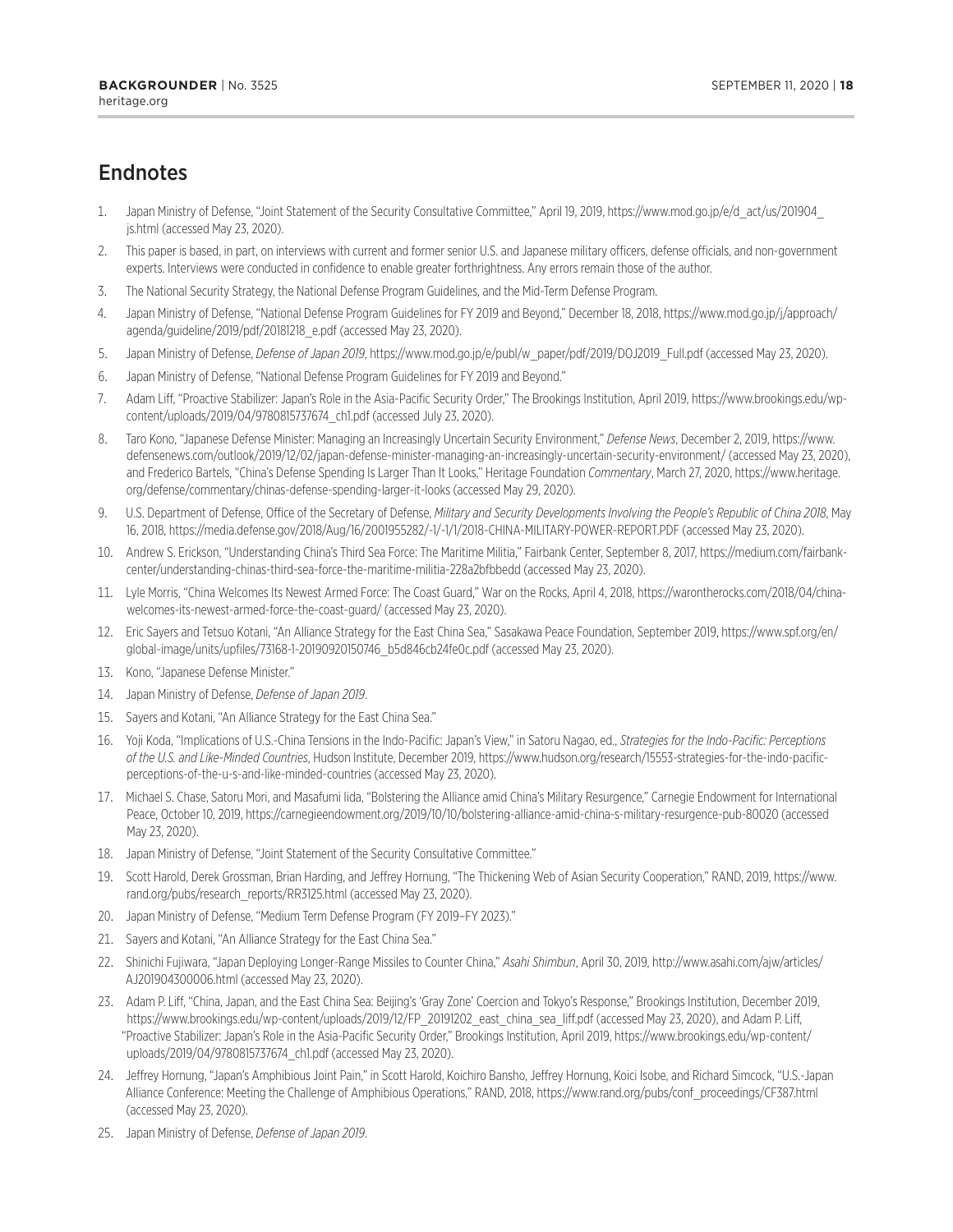## Endnotes

1. Japan Ministry of Defense, "Joint Statement of the Security Consultative Committee," April 19, 2019, https://www.mod.go.jp/e/d_act/us/201904_js.html (accessed May 23, 2020).
2. This paper is based, in part, on interviews with current and former senior U.S. and Japanese military officers, defense officials, and non-government experts. Interviews were conducted in confidence to enable greater forthrightness. Any errors remain those of the author.
3. The National Security Strategy, the National Defense Program Guidelines, and the Mid-Term Defense Program.
4. Japan Ministry of Defense, "National Defense Program Guidelines for FY 2019 and Beyond," December 18, 2018, https://www.mod.go.jp/j/approach/agenda/guideline/2019/pdf/20181218_e.pdf (accessed May 23, 2020).
5. Japan Ministry of Defense, *Defense of Japan 2019*, https://www.mod.go.jp/e/publ/w_paper/pdf/2019/DOJ2019_Full.pdf (accessed May 23, 2020).
6. Japan Ministry of Defense, "National Defense Program Guidelines for FY 2019 and Beyond."
7. Adam Liff, "Proactive Stabilizer: Japan's Role in the Asia-Pacific Security Order," The Brookings Institution, April 2019, https://www.brookings.edu/wp-content/uploads/2019/04/9780815737674_ch1.pdf (accessed July 23, 2020).
8. Taro Kono, "Japanese Defense Minister: Managing an Increasingly Uncertain Security Environment," *Defense News*, December 2, 2019, https://www.defensenews.com/outlook/2019/12/02/japan-defense-minister-managing-an-increasingly-uncertain-security-environment/ (accessed May 23, 2020), and Frederico Bartels, "China's Defense Spending Is Larger Than It Looks," Heritage Foundation *Commentary*, March 27, 2020, https://www.heritage.org/defense/commentary/chinas-defense-spending-larger-it-looks (accessed May 29, 2020).
9. U.S. Department of Defense, Office of the Secretary of Defense, *Military and Security Developments Involving the People's Republic of China 2018*, May 16, 2018, https://media.defense.gov/2018/Aug/16/2001955282/-1/-1/1/2018-CHINA-MILITARY-POWER-REPORT.PDF (accessed May 23, 2020).
10. Andrew S. Erickson, "Understanding China's Third Sea Force: The Maritime Militia," Fairbank Center, September 8, 2017, https://medium.com/fairbank-center/understanding-chinas-third-sea-force-the-maritime-militia-228a2bfbbedd (accessed May 23, 2020).
11. Lyle Morris, "China Welcomes Its Newest Armed Force: The Coast Guard," War on the Rocks, April 4, 2018, https://warontherocks.com/2018/04/china-welcomes-its-newest-armed-force-the-coast-guard/ (accessed May 23, 2020).
12. Eric Sayers and Tetsuo Kotani, "An Alliance Strategy for the East China Sea," Sasakawa Peace Foundation, September 2019, https://www.spf.org/en/global-image/units/upfiles/73168-1-20190920150746_b5d846cb24fe0c.pdf (accessed May 23, 2020).
13. Kono, "Japanese Defense Minister."
14. Japan Ministry of Defense, *Defense of Japan 2019*.
15. Sayers and Kotani, "An Alliance Strategy for the East China Sea."
16. Yoji Koda, "Implications of U.S.-China Tensions in the Indo-Pacific: Japan's View," in Satoru Nagao, ed., *Strategies for the Indo-Pacific: Perceptions of the U.S. and Like-Minded Countries*, Hudson Institute, December 2019, https://www.hudson.org/research/15553-strategies-for-the-indo-pacific-perceptions-of-the-u-s-and-like-minded-countries (accessed May 23, 2020).
17. Michael S. Chase, Satoru Mori, and Masafumi Iida, "Bolstering the Alliance amid China's Military Resurgence," Carnegie Endowment for International Peace, October 10, 2019, https://carnegieendowment.org/2019/10/10/bolstering-alliance-amid-china-s-military-resurgence-pub-80020 (accessed May 23, 2020).
18. Japan Ministry of Defense, "Joint Statement of the Security Consultative Committee."
19. Scott Harold, Derek Grossman, Brian Harding, and Jeffrey Hornung, "The Thickening Web of Asian Security Cooperation," RAND, 2019, https://www.rand.org/pubs/research_reports/RR3125.html (accessed May 23, 2020).
20. Japan Ministry of Defense, "Medium Term Defense Program (FY 2019–FY 2023)."
21. Sayers and Kotani, "An Alliance Strategy for the East China Sea."
22. Shinichi Fujiwara, "Japan Deploying Longer-Range Missiles to Counter China," *Asahi Shimbun*, April 30, 2019, http://www.asahi.com/ajw/articles/AJ201904300006.html (accessed May 23, 2020).
23. Adam P. Liff, "China, Japan, and the East China Sea: Beijing's 'Gray Zone' Coercion and Tokyo's Response," Brookings Institution, December 2019, https://www.brookings.edu/wp-content/uploads/2019/12/FP_20191202_east_china_sea_liff.pdf (accessed May 23, 2020), and Adam P. Liff, "Proactive Stabilizer: Japan's Role in the Asia-Pacific Security Order," Brookings Institution, April 2019, https://www.brookings.edu/wp-content/uploads/2019/04/9780815737674_ch1.pdf (accessed May 23, 2020).
24. Jeffrey Hornung, "Japan's Amphibious Joint Pain," in Scott Harold, Koichiro Bansho, Jeffrey Hornung, Koici Isobe, and Richard Simcock, "U.S.-Japan Alliance Conference: Meeting the Challenge of Amphibious Operations," RAND, 2018, https://www.rand.org/pubs/conf_proceedings/CF387.html (accessed May 23, 2020).
25. Japan Ministry of Defense, *Defense of Japan 2019*.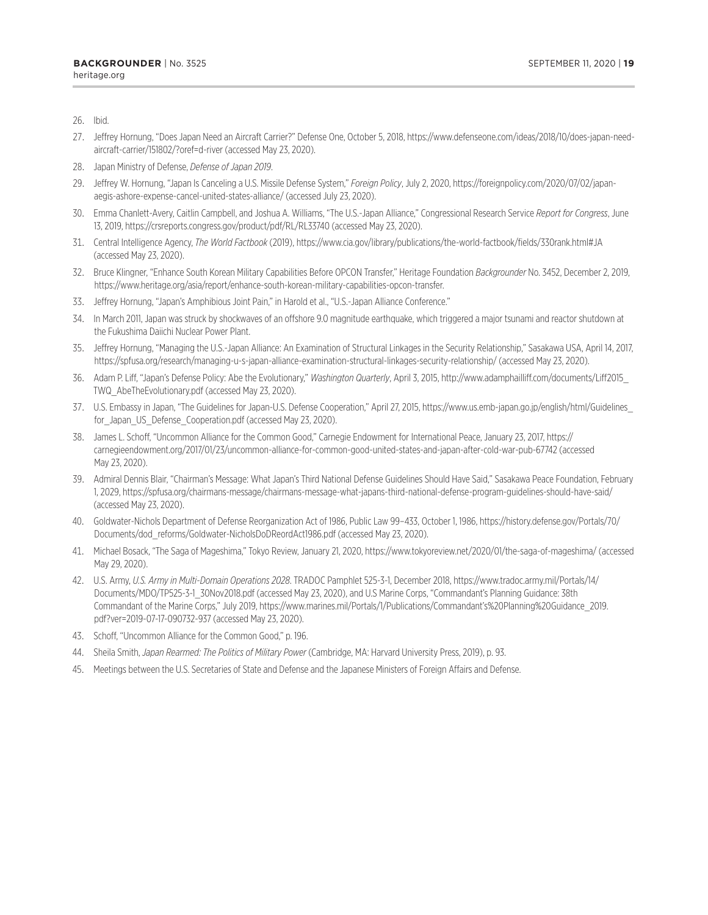26. Ibid.
27. Jeffrey Hornung, "Does Japan Need an Aircraft Carrier?" Defense One, October 5, 2018, https://www.defenseone.com/ideas/2018/10/does-japan-need-aircraft-carrier/151802/?oref=d-river (accessed May 23, 2020).
28. Japan Ministry of Defense, *Defense of Japan 2019*.
29. Jeffrey W. Hornung, "Japan Is Canceling a U.S. Missile Defense System," *Foreign Policy*, July 2, 2020, https://foreignpolicy.com/2020/07/02/japan-aegis-ashore-expense-cancel-united-states-alliance/ (accessed July 23, 2020).
30. Emma Chanlett-Avery, Caitlin Campbell, and Joshua A. Williams, "The U.S.-Japan Alliance," Congressional Research Service *Report for Congress*, June 13, 2019, https://crsreports.congress.gov/product/pdf/RL/RL33740 (accessed May 23, 2020).
31. Central Intelligence Agency, *The World Factbook* (2019), https://www.cia.gov/library/publications/the-world-factbook/fields/330rank.html#JA (accessed May 23, 2020).
32. Bruce Klingner, "Enhance South Korean Military Capabilities Before OPCON Transfer," Heritage Foundation *Backgrounder* No. 3452, December 2, 2019, https://www.heritage.org/asia/report/enhance-south-korean-military-capabilities-opcon-transfer.
33. Jeffrey Hornung, "Japan's Amphibious Joint Pain," in Harold et al., "U.S.-Japan Alliance Conference."
34. In March 2011, Japan was struck by shockwaves of an offshore 9.0 magnitude earthquake, which triggered a major tsunami and reactor shutdown at the Fukushima Daiichi Nuclear Power Plant.
35. Jeffrey Hornung, "Managing the U.S.-Japan Alliance: An Examination of Structural Linkages in the Security Relationship," Sasakawa USA, April 14, 2017, https://spfusa.org/research/managing-u-s-japan-alliance-examination-structural-linkages-security-relationship/ (accessed May 23, 2020).
36. Adam P. Liff, "Japan's Defense Policy: Abe the Evolutionary," *Washington Quarterly*, April 3, 2015, http://www.adamphailliff.com/documents/Liff2015_TWQ_AbeTheEvolutionary.pdf (accessed May 23, 2020).
37. U.S. Embassy in Japan, "The Guidelines for Japan-U.S. Defense Cooperation," April 27, 2015, https://www.us.emb-japan.go.jp/english/html/Guidelines_for_Japan_US_Defense_Cooperation.pdf (accessed May 23, 2020).
38. James L. Schoff, "Uncommon Alliance for the Common Good," Carnegie Endowment for International Peace, January 23, 2017, https://carnegieendowment.org/2017/01/23/uncommon-alliance-for-common-good-united-states-and-japan-after-cold-war-pub-67742 (accessed May 23, 2020).
39. Admiral Dennis Blair, "Chairman's Message: What Japan's Third National Defense Guidelines Should Have Said," Sasakawa Peace Foundation, February 1, 2029, https://spfusa.org/chairmans-message/chairmans-message-what-japans-third-national-defense-program-guidelines-should-have-said/ (accessed May 23, 2020).
40. Goldwater-Nichols Department of Defense Reorganization Act of 1986, Public Law 99–433, October 1, 1986, https://history.defense.gov/Portals/70/Documents/dod_reforms/Goldwater-NicholsDoDReordAct1986.pdf (accessed May 23, 2020).
41. Michael Bosack, "The Saga of Mageshima," Tokyo Review, January 21, 2020, https://www.tokyoreview.net/2020/01/the-saga-of-mageshima/ (accessed May 29, 2020).
42. U.S. Army, *U.S. Army in Multi-Domain Operations 2028*. TRADOC Pamphlet 525-3-1, December 2018, https://www.tradoc.army.mil/Portals/14/Documents/MDO/TP525-3-1_30Nov2018.pdf (accessed May 23, 2020), and U.S Marine Corps, "Commandant's Planning Guidance: 38th Commandant of the Marine Corps," July 2019, https://www.marines.mil/Portals/1/Publications/Commandant's%20Planning%20Guidance_2019.pdf?ver=2019-07-17-090732-937 (accessed May 23, 2020).
43. Schoff, "Uncommon Alliance for the Common Good," p. 196.
44. Sheila Smith, *Japan Rearmed: The Politics of Military Power* (Cambridge, MA: Harvard University Press, 2019), p. 93.
45. Meetings between the U.S. Secretaries of State and Defense and the Japanese Ministers of Foreign Affairs and Defense.